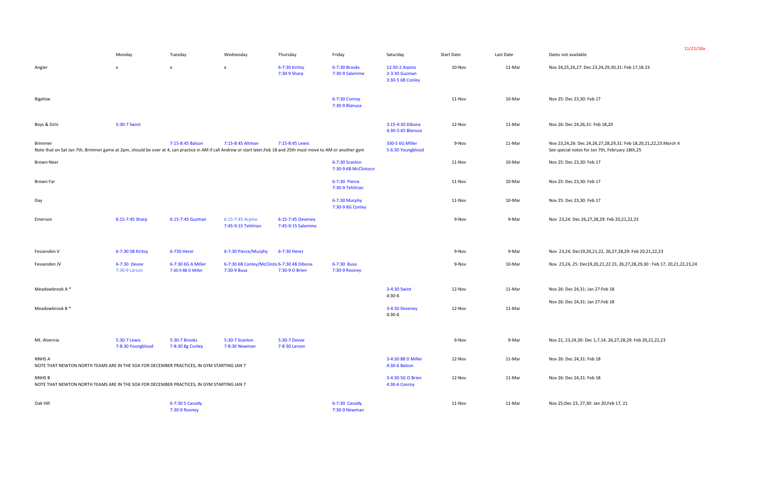11/21/16a

| | Monday | Tuesday | Wednesday | Thursday | Friday | Saturday | Start Date | Last Date | Dates not available |
|---|---|---|---|---|---|---|---|---|---|
| Angier | x | x | x | 6-7:30 Kiritsy<br>7:30-9 Sharp | 6-7:30 Brooks<br>7:30-9 Salemme | 12:30-2 Arpino<br>2-3:30 Guzman<br>3:30-5 6B Conley | 10-Nov | 11-Mar | Nov 24,25,26,27: Dec 23,24,29,30,31: Feb 17,18.23 |
| Bigelow | | | | | 6-7:30 Conroy<br>7:30-9 Blanusa | | 11-Nov | 10-Mar | Nov 25: Dec 23,30: Feb 17 |
| Boys & Girls | 5:30-7 Swint | | | | | 3:15-4:30 Dibona<br>4:30-5:45 Blanusa | 12-Nov | 11-Mar | Nov 26: Dec 24,26,31: Feb 18,20 |
| Brimmer | | 7:15-8:45 Balson | 7:15-8:45 Altman | 7:15-8:45 Lewis | | 330-5 6G Miller<br>5-6:30 Youngblood | 9-Nov | 11-Mar | Nov 23,24,26: Dec 24,26,27,28,29,31: Feb 18,20,21,22,23:March 4<br>See special notes for Jan 7th, February 18th,25 |
| Note that on Sat Jan 7th, Brimmer game at 2pm, should be over at 4, can practice in AM if call Andrew or start later;Feb 18 and 25th must move to AM or another gym | | | | | | | | | |
| Brown Near | | | | | 6-7:30 Scanlon<br>7:30-9 6B McClintocn | | 11-Nov | 10-Mar | Nov 25: Dec 23,30: Feb 17 |
| Brown Far | | | | | 6-7:30 Pierce<br>7:30-9 Tehlirian | | 11-Nov | 10-Mar | Nov 25: Dec 23,30: Feb 17 |
| Day | | | | | 6-7:30 Murphy<br>7:30-9 8G Conley | | 11-Nov | 10-Mar | Nov 25: Dec 23,30: Feb 17 |
| Emerson | 6:15-7:45 Sharp | 6:15-7:45 Guzman | 6:15-7:45 Arpino<br>7:45-9:15 Tehlirian | 6:15-7:45 Deveney<br>7:45-9:15 Salemme | | | 9-Nov | 9-Mar | Nov 23,24: Dec 26,27,28,29: Feb 20,21,22,23 |
| Fessenden V | 6-7:30 5B Kiritsy | 6-730 Herer | 6-7:30 Pierce/Murphy | 6-7:30 Herer | | | 9-Nov | 9-Mar | Nov 23,24; Dec19,20,21,22, 26,27,28,29: Feb 20,21,22,23 |
| Fessenden JV | 6-7:30 Devoe<br>7:30-9 Larson | 6-7:30 6G A Miller<br>7:30-9 8B D Miller | 6-7:30 6B Conley/McClinto<br>7:30-9 Busa | 6-7:30 4B Dibona<br>7:30-9 O Brien | 6-7:30 Busa<br>7:30-9 Rooney | | 9-Nov | 10-Mar | Nov 23,24, 25: Dec19,20,21,22 23, 26,27,28,29,30 : Feb 17, 20,21,22,23,24 |
| Meadowbrook A * | | | | | | 3-4:30 Swint<br>4:30-6 | 12-Nov | 11-Mar | Nov 26: Dec 24,31: Jan 27:Feb 18 |
| Meadowbrook B * | | | | | | 3-4:30 Deveney<br>4:30-6 | 12-Nov | 11-Mar | Nov 26: Dec 24,31: Jan 27:Feb 18 |
| Mt. Alvernia | 5:30-7 Lewis<br>7-8:30 Youngblood | 5:30-7 Brooks<br>7-8:30 8g Conley | 5:30-7 Scanlon<br>7-8:30 Newman | 5:30-7 Devoe<br>7-8:30 Larson | | | 9-Nov | 9-Mar | Nov 21, 23,24,30: Dec 1,7,14, 26,27,28,29: Feb 20,21,22,23 |
| NNHS A | | | | | | 3-4:30 8B D Miller<br>4:30-6 Balson | 12-Nov | 11-Mar | Nov 26: Dec 24,31: Feb 18 |
| NOTE THAT NEWTON NORTH TEAMS ARE IN THE SOA FOR DECEMBER PRACTICES, IN GYM STARTING JAN 7 | | | | | | | | | |
| NNHS B | | | | | | 3-4:30 5G O Brien<br>4:30-6 Conroy | 12-Nov | 11-Mar | Nov 26: Dec 24,31: Feb 18 |
| NOTE THAT NEWTON NORTH TEAMS ARE IN THE SOA FOR DECEMBER PRACTICES, IN GYM STARTING JAN 7 | | | | | | | | | |
| Oak Hill | | 6-7:30 5 Cassidy<br>7:30-9 Rooney | | | 6-7:30 Cassidy<br>7:30-9 Newman | | 11-Nov | 11-Mar | Nov 25;Dec 23, 27,30: Jan 20,Feb 17, 21 |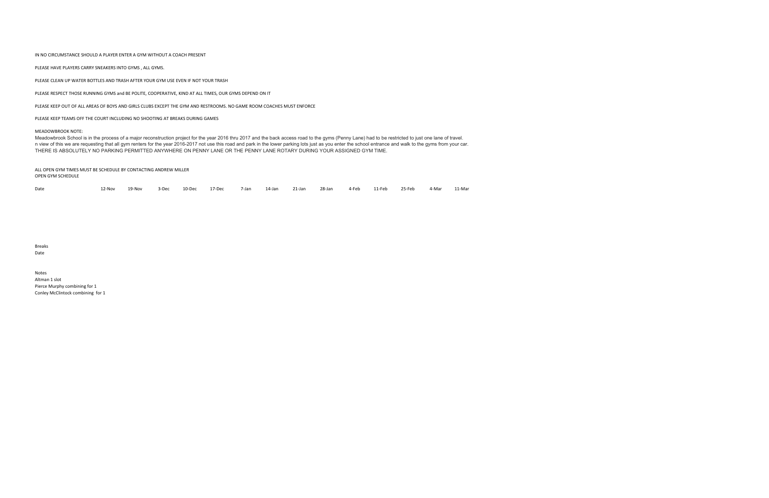IN NO CIRCUMSTANCE SHOULD A PLAYER ENTER A GYM WITHOUT A COACH PRESENT

PLEASE HAVE PLAYERS CARRY SNEAKERS INTO GYMS , ALL GYMS.

PLEASE CLEAN UP WATER BOTTLES AND TRASH AFTER YOUR GYM USE EVEN IF NOT YOUR TRASH

PLEASE RESPECT THOSE RUNNING GYMS and BE POLITE, COOPERATIVE, KIND AT ALL TIMES, OUR GYMS DEPEND ON IT

PLEASE KEEP OUT OF ALL AREAS OF BOYS AND GIRLS CLUBS EXCEPT THE GYM AND RESTROOMS. NO GAME ROOM COACHES MUST ENFORCE

PLEASE KEEP TEAMS OFF THE COURT INCLUDING NO SHOOTING AT BREAKS DURING GAMES

MEADOWBROOK NOTE:

Meadowbrook School is in the process of a major reconstruction project for the year 2016 thru 2017 and the back access road to the gyms (Penny Lane) had to be restricted to just one lane of travel.
n view of this we are requesting that all gym renters for the year 2016-2017 not use this road and park in the lower parking lots just as you enter the school entrance and walk to the gyms from your car.
THERE IS ABSOLUTELY NO PARKING PERMITTED ANYWHERE ON PENNY LANE OR THE PENNY LANE ROTARY DURING YOUR ASSIGNED GYM TIME.

ALL OPEN GYM TIMES MUST BE SCHEDULE BY CONTACTING ANDREW MILLER

OPEN GYM SCHEDULE

| Date | 12-Nov | 19-Nov | 3-Dec | 10-Dec | 17-Dec | 7-Jan | 14-Jan | 21-Jan | 28-Jan | 4-Feb | 11-Feb | 25-Feb | 4-Mar | 11-Mar |
|---|---|---|---|---|---|---|---|---|---|---|---|---|---|---|

Breaks

Date

Notes

Altman 1 slot

Pierce Murphy combining for 1

Conley McClintock combining for 1